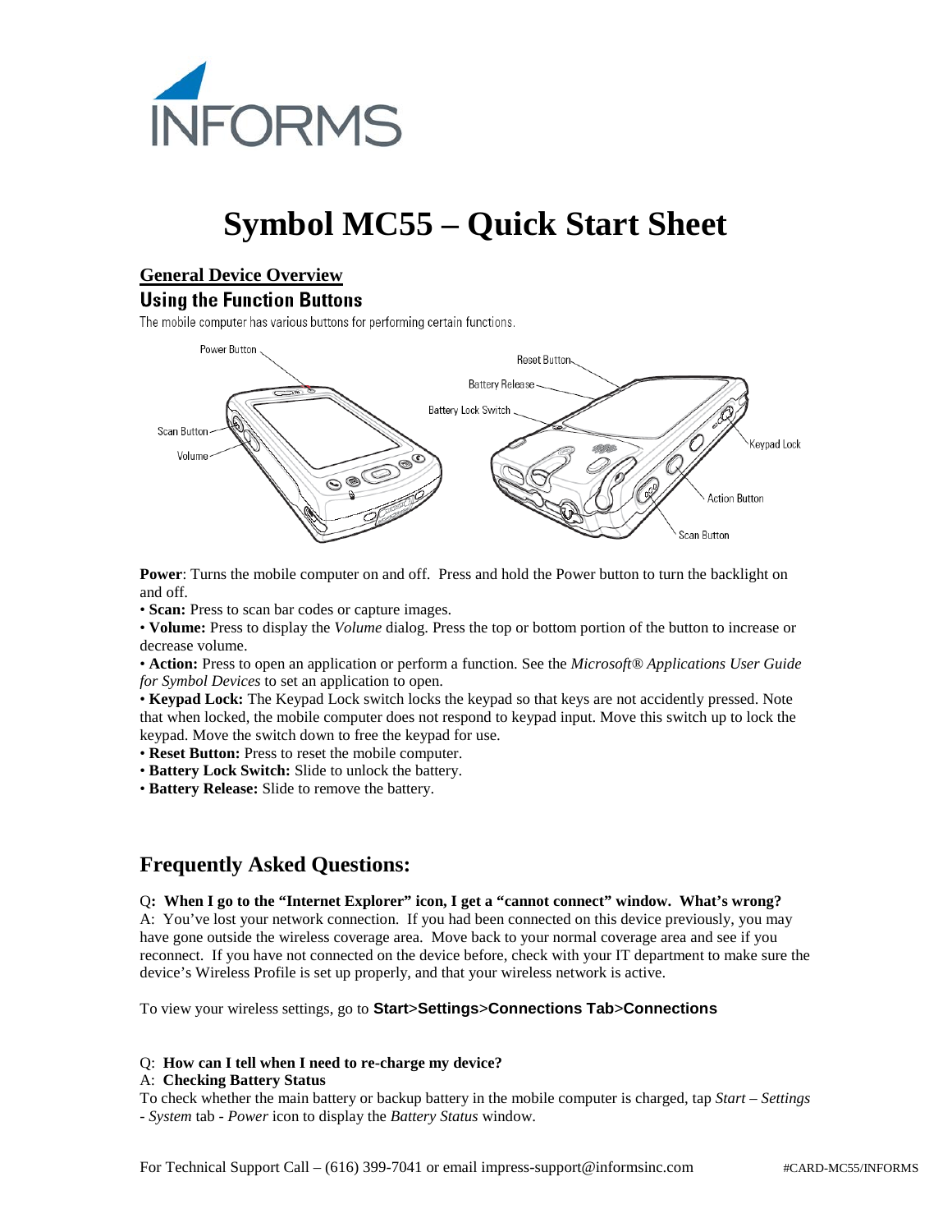# Symbol MC55 – Quick Start Sheet

## General Device Overview

### Using the Function Buttons

The mobile computer has various buttons for performing certain functions.

Power Button

Reset Button

Battery Release

Battery Lock Switch

Scan Button

Volume

Keypad Lock

Action Button

Scan Button

**Power**: Turns the mobile computer on and off. Press and hold the Power button to turn the backlight on and off.

- **Scan:** Press to scan bar codes or capture images.
- **Volume:** Press to display the *Volume* dialog. Press the top or bottom portion of the button to increase or decrease volume.
- **Action:** Press to open an application or perform a function. See the *Microsoft® Applications User Guide for Symbol Devices* to set an application to open.
- **Keypad Lock:** The Keypad Lock switch locks the keypad so that keys are not accidently pressed. Note that when locked, the mobile computer does not respond to keypad input. Move this switch up to lock the keypad. Move the switch down to free the keypad for use.
- **Reset Button:** Press to reset the mobile computer.
- **Battery Lock Switch:** Slide to unlock the battery.
- **Battery Release:** Slide to remove the battery.

## Frequently Asked Questions:

Q**: When I go to the "Internet Explorer" icon, I get a "cannot connect" window. What's wrong?**

A: You've lost your network connection. If you had been connected on this device previously, you may have gone outside the wireless coverage area. Move back to your normal coverage area and see if you reconnect. If you have not connected on the device before, check with your IT department to make sure the device's Wireless Profile is set up properly, and that your wireless network is active.

To view your wireless settings, go to **Start**>**Settings**>**Connections Tab**>**Connections**

Q: **How can I tell when I need to re-charge my device?**

A: **Checking Battery Status**

To check whether the main battery or backup battery in the mobile computer is charged, tap *Start – Settings - System* tab - *Power* icon to display the *Battery Status* window.

For Technical Support Call – (616) 399-7041 or email impress-support@informsinc.com #CARD-MC55/INFORMS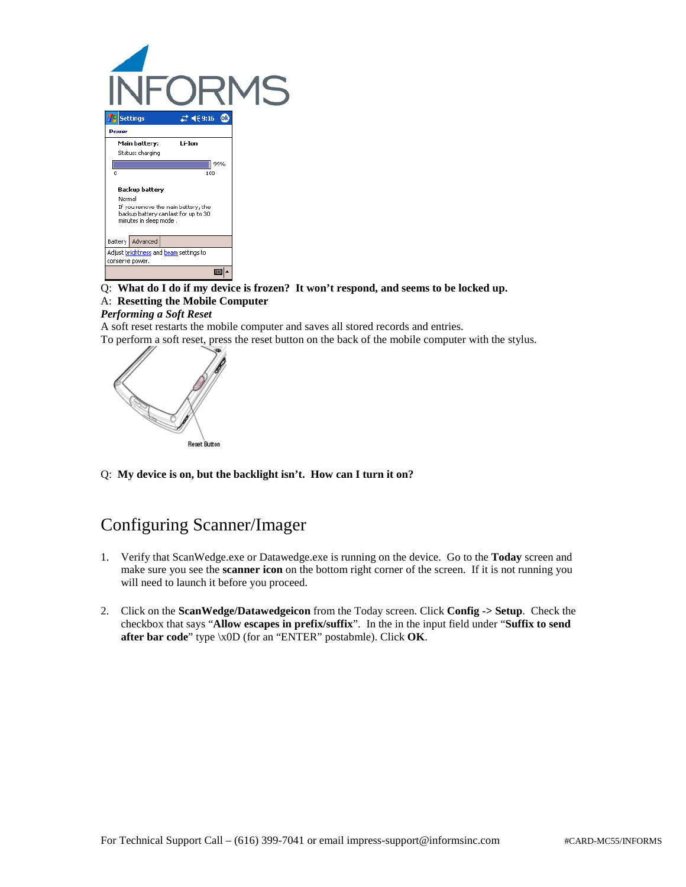Q: **What do I do if my device is frozen? It won't respond, and seems to be locked up.**

A: **Resetting the Mobile Computer**

***Performing a Soft Reset***

A soft reset restarts the mobile computer and saves all stored records and entries.

To perform a soft reset, press the reset button on the back of the mobile computer with the stylus.

Q: **My device is on, but the backlight isn't. How can I turn it on?**

# Configuring Scanner/Imager

1. Verify that ScanWedge.exe or Datawedge.exe is running on the device. Go to the **Today** screen and make sure you see the **scanner icon** on the bottom right corner of the screen. If it is not running you will need to launch it before you proceed.

2. Click on the **ScanWedge/Datawedgeicon** from the Today screen. Click **Config -> Setup**. Check the checkbox that says "**Allow escapes in prefix/suffix**". In the in the input field under "**Suffix to send after bar code**" type \x0D (for an "ENTER" postabmle). Click **OK**.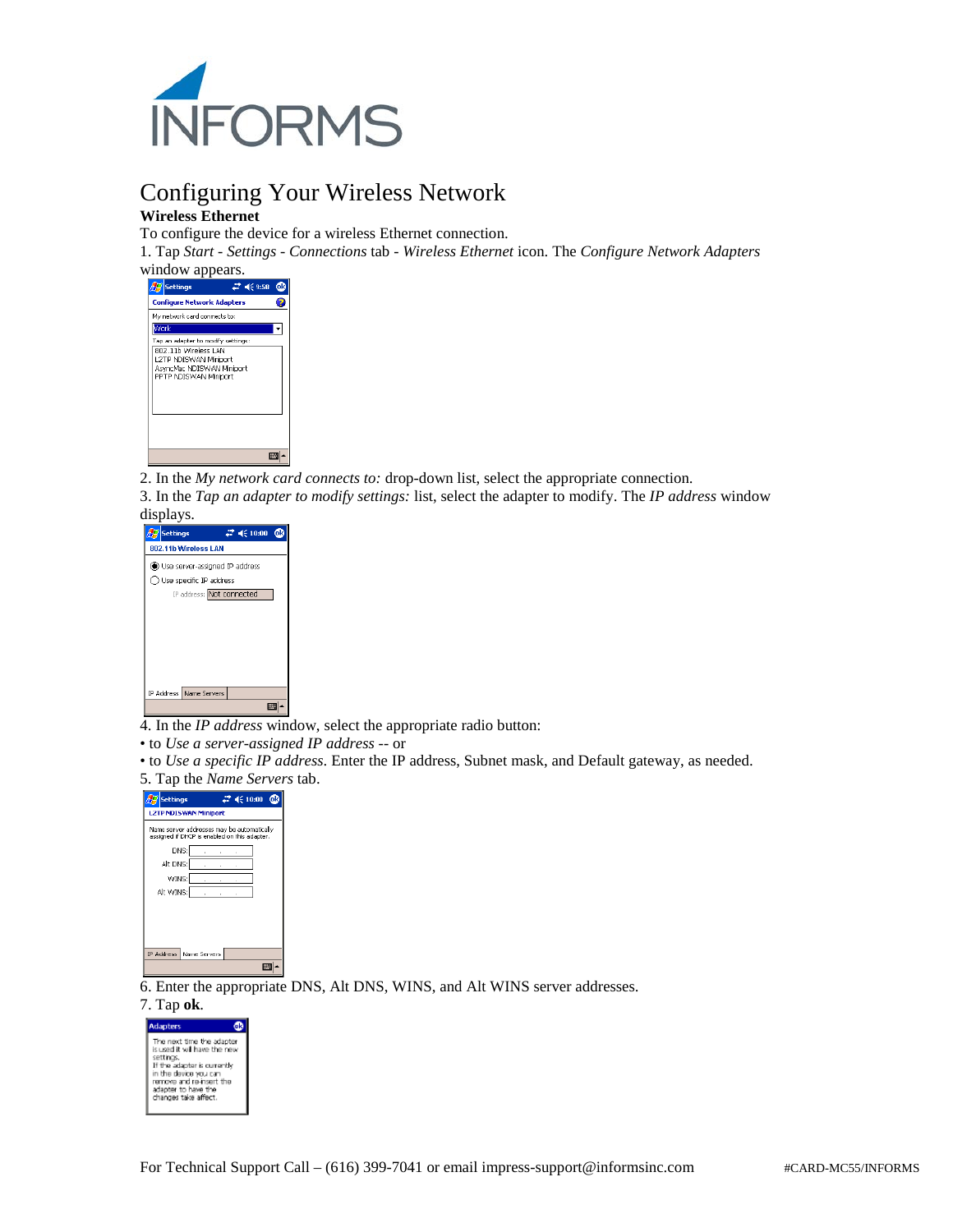# Configuring Your Wireless Network

**Wireless Ethernet**

To configure the device for a wireless Ethernet connection.

1. Tap *Start - Settings - Connections* tab - *Wireless Ethernet* icon. The *Configure Network Adapters* window appears.

2. In the *My network card connects to:* drop-down list, select the appropriate connection.

3. In the *Tap an adapter to modify settings:* list, select the adapter to modify. The *IP address* window displays.

4. In the *IP address* window, select the appropriate radio button:

• to *Use a server-assigned IP address* -- or

• to *Use a specific IP address*. Enter the IP address, Subnet mask, and Default gateway, as needed.

5. Tap the *Name Servers* tab.

6. Enter the appropriate DNS, Alt DNS, WINS, and Alt WINS server addresses.

7. Tap **ok**.

For Technical Support Call – (616) 399-7041 or email impress-support@informsinc.com

#CARD-MC55/INFORMS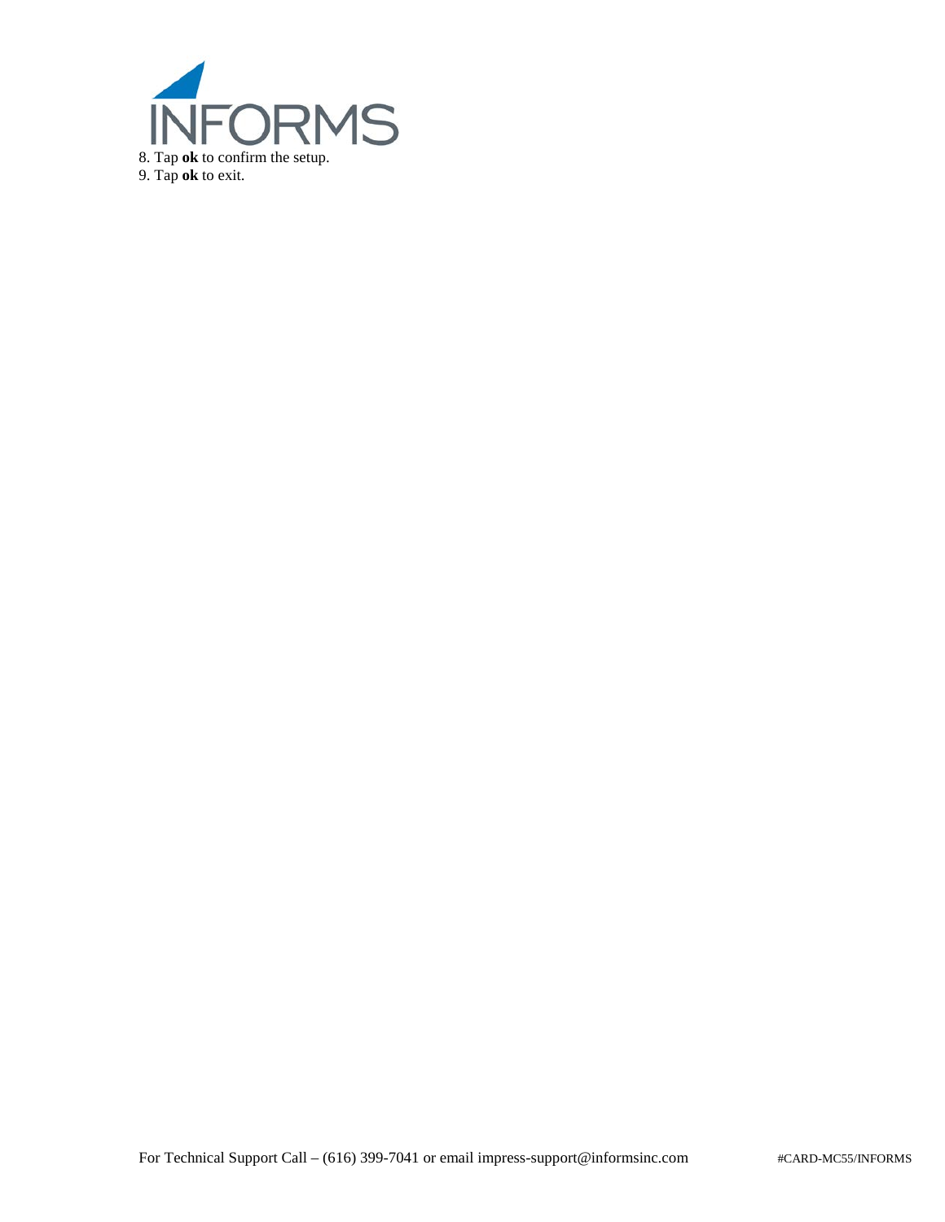8. Tap **ok** to confirm the setup.
9. Tap **ok** to exit.